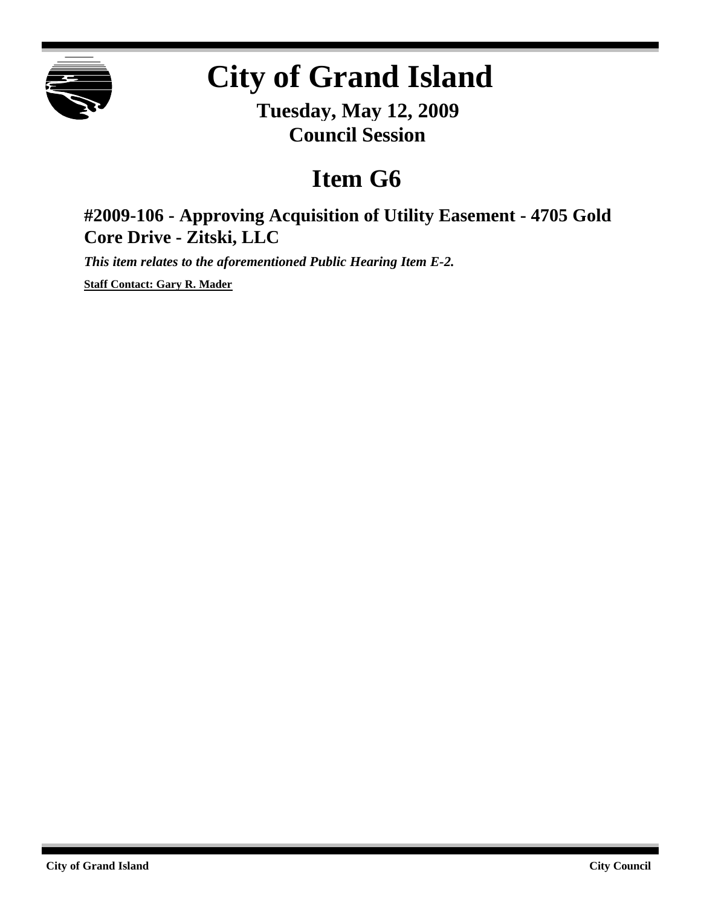# City of Grand Island

**Tuesday, May 12, 2009**
**Council Session**

## Item G6

### #2009-106 - Approving Acquisition of Utility Easement - 4705 Gold Core Drive - Zitski, LLC

***This item relates to the aforementioned Public Hearing Item E-2.***

**Staff Contact: Gary R. Mader**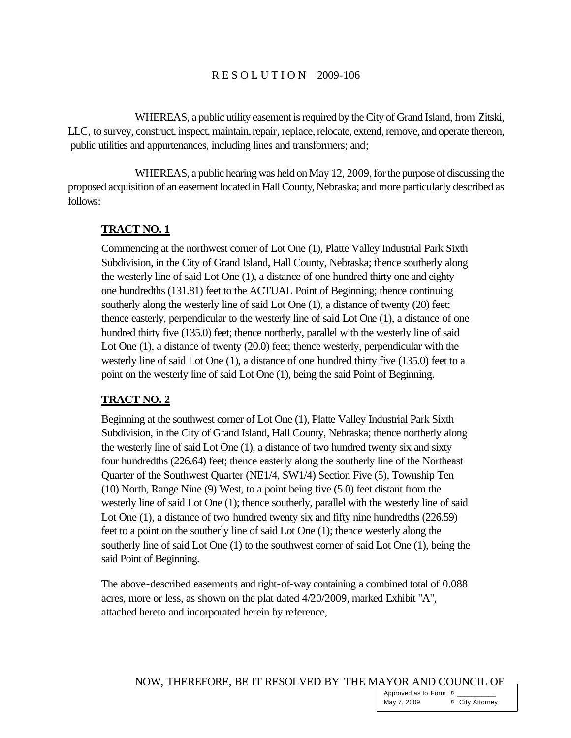# R E S O L U T I O N 2009-106

WHEREAS, a public utility easement is required by the City of Grand Island, from Zitski, LLC, to survey, construct, inspect, maintain, repair, replace, relocate, extend, remove, and operate thereon, public utilities and appurtenances, including lines and transformers; and;

WHEREAS, a public hearing was held on May 12, 2009, for the purpose of discussing the proposed acquisition of an easement located in Hall County, Nebraska; and more particularly described as follows:

**TRACT NO. 1**

Commencing at the northwest corner of Lot One (1), Platte Valley Industrial Park Sixth Subdivision, in the City of Grand Island, Hall County, Nebraska; thence southerly along the westerly line of said Lot One (1), a distance of one hundred thirty one and eighty one hundredths (131.81) feet to the ACTUAL Point of Beginning; thence continuing southerly along the westerly line of said Lot One (1), a distance of twenty (20) feet; thence easterly, perpendicular to the westerly line of said Lot One (1), a distance of one hundred thirty five (135.0) feet; thence northerly, parallel with the westerly line of said Lot One (1), a distance of twenty (20.0) feet; thence westerly, perpendicular with the westerly line of said Lot One (1), a distance of one hundred thirty five (135.0) feet to a point on the westerly line of said Lot One (1), being the said Point of Beginning.

**TRACT NO. 2**

Beginning at the southwest corner of Lot One (1), Platte Valley Industrial Park Sixth Subdivision, in the City of Grand Island, Hall County, Nebraska; thence northerly along the westerly line of said Lot One (1), a distance of two hundred twenty six and sixty four hundredths (226.64) feet; thence easterly along the southerly line of the Northeast Quarter of the Southwest Quarter (NE1/4, SW1/4) Section Five (5), Township Ten (10) North, Range Nine (9) West, to a point being five (5.0) feet distant from the westerly line of said Lot One (1); thence southerly, parallel with the westerly line of said Lot One (1), a distance of two hundred twenty six and fifty nine hundredths (226.59) feet to a point on the southerly line of said Lot One (1); thence westerly along the southerly line of said Lot One (1) to the southwest corner of said Lot One (1), being the said Point of Beginning.

The above-described easements and right-of-way containing a combined total of 0.088 acres, more or less, as shown on the plat dated 4/20/2009, marked Exhibit "A", attached hereto and incorporated herein by reference,

NOW, THEREFORE, BE IT RESOLVED BY THE MAYOR AND COUNCIL OF

Approved as to Form ¤ ___________
May 7, 2009 ¤ City Attorney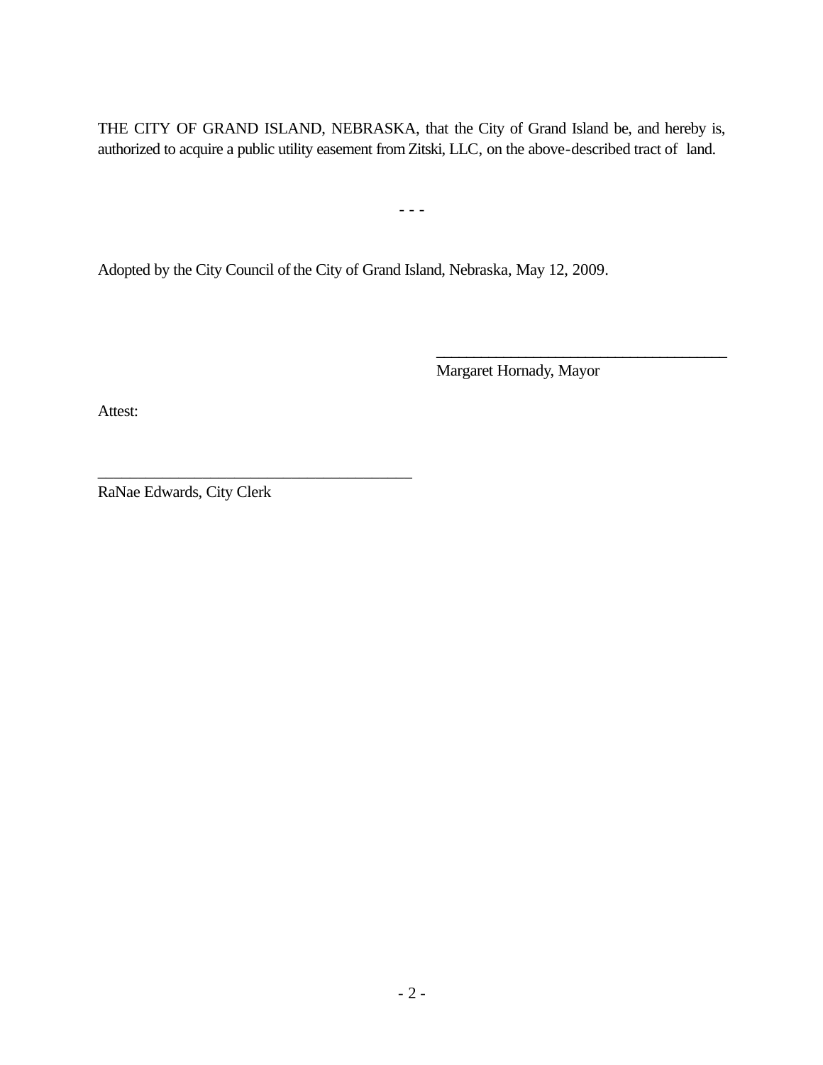THE CITY OF GRAND ISLAND, NEBRASKA, that the City of Grand Island be, and hereby is, authorized to acquire a public utility easement from Zitski, LLC, on the above-described tract of land.

- - -

Adopted by the City Council of the City of Grand Island, Nebraska, May 12, 2009.

\_\_\_\_\_\_\_\_\_\_\_\_\_\_\_\_\_\_\_\_\_\_\_\_\_\_\_\_\_\_\_\_\_\_\_\_\_\_\_

Margaret Hornady, Mayor

Attest:

\_\_\_\_\_\_\_\_\_\_\_\_\_\_\_\_\_\_\_\_\_\_\_\_\_\_\_\_\_\_\_\_\_\_\_\_\_\_\_

RaNae Edwards, City Clerk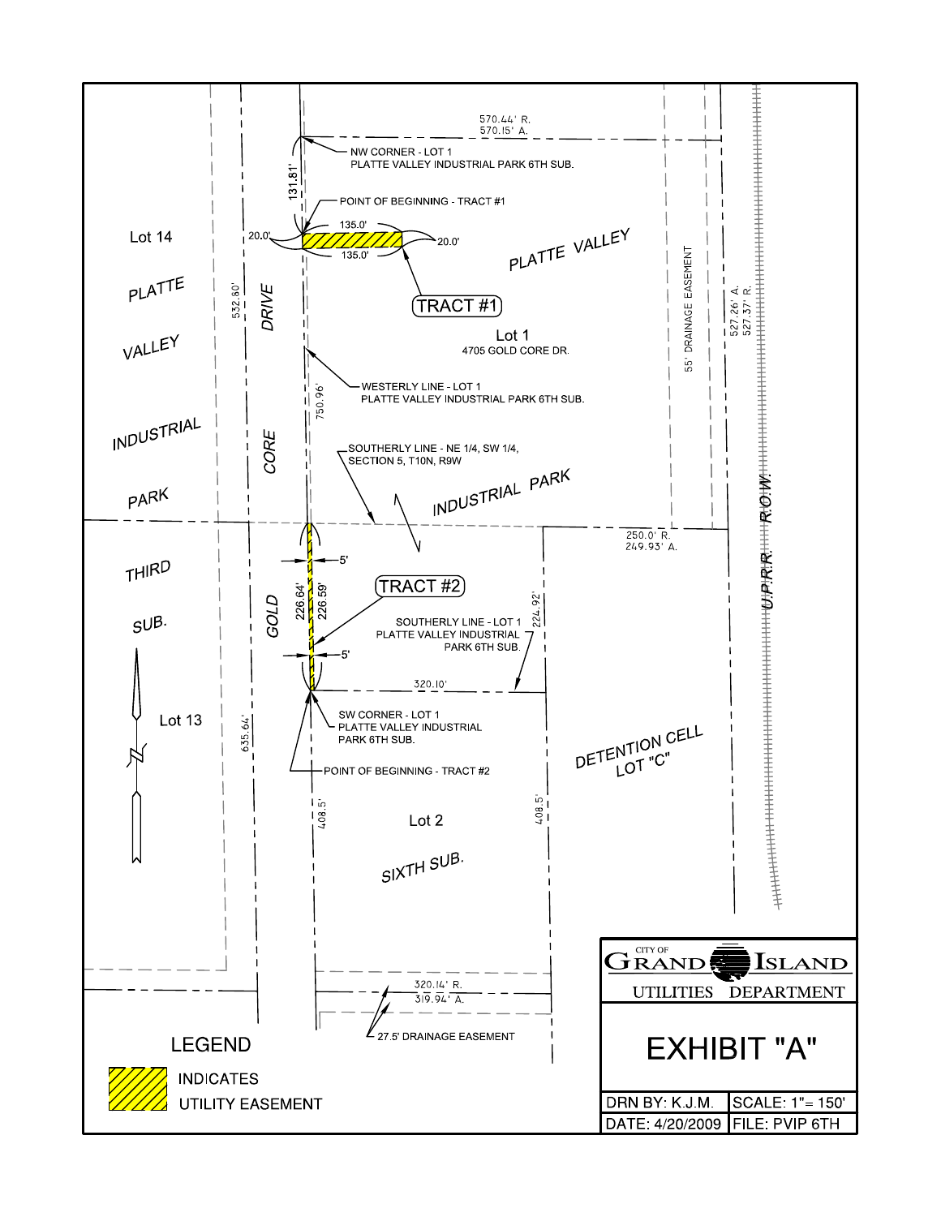570.44' R.
570.15' A.

NW CORNER - LOT 1
PLATTE VALLEY INDUSTRIAL PARK 6TH SUB.

131.81'

POINT OF BEGINNING - TRACT #1

Lot 14

20.0'

135.0'

135.0'

20.0'

PLATTE VALLEY

PLATTE

VALLEY

INDUSTRIAL

PARK

532.60'

DRIVE

CORE

GOLD

TRACT #1

Lot 1
4705 GOLD CORE DR.

55' DRAINAGE EASEMENT

527.26' A.
527.37' R.

WESTERLY LINE - LOT 1
PLATTE VALLEY INDUSTRIAL PARK 6TH SUB.

750.96'

SOUTHERLY LINE - NE 1/4, SW 1/4,
SECTION 5, T10N, R9W

INDUSTRIAL PARK

U.P.R.R. R.O.W.

250.0' R.
249.93' A.

THIRD

SUB.

5'

TRACT #2

226.64'

226.59'

224.92'

SOUTHERLY LINE - LOT 1
PLATTE VALLEY INDUSTRIAL
PARK 6TH SUB.

5'

320.10'

SW CORNER - LOT 1
PLATTE VALLEY INDUSTRIAL
PARK 6TH SUB.

Lot 13

635.64'

DETENTION CELL
LOT "C"

POINT OF BEGINNING - TRACT #2

408.5'

Lot 2

408.5'

SIXTH SUB.

320.14' R.
319.94' A.

27.5' DRAINAGE EASEMENT

LEGEND

INDICATES
UTILITY EASEMENT

CITY OF GRAND ISLAND
UTILITIES DEPARTMENT

# EXHIBIT "A"

| | |
|---|---|
| DRN BY: K.J.M. | SCALE: 1"= 150' |
| DATE: 4/20/2009 | FILE: PVIP 6TH |